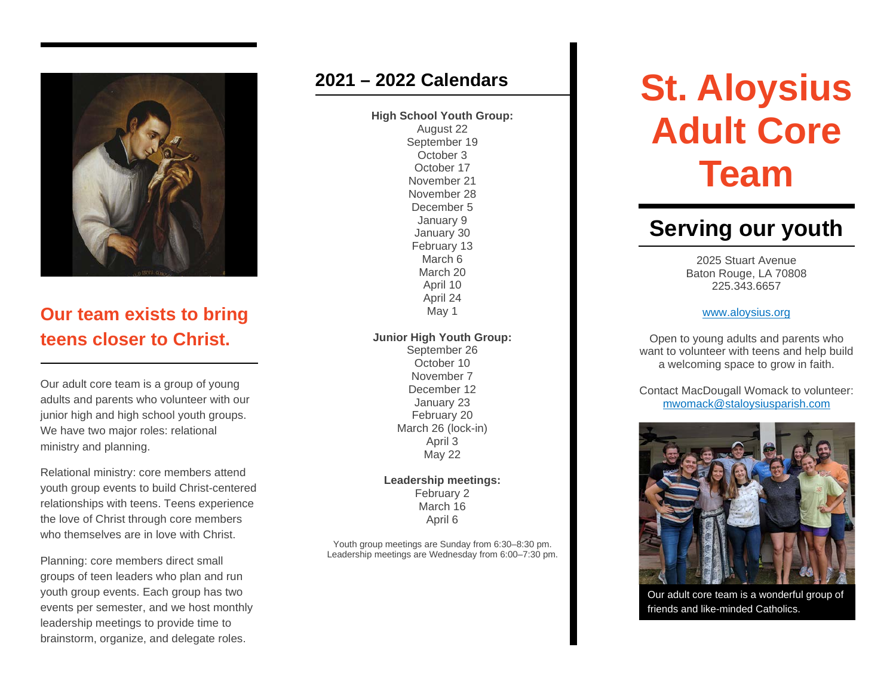## Our team exists to bring teens closer to Christ.

Our adult core team is a group of young adults and parents who volunteer with our junior high and high school youth groups. We have two major roles: relational ministry and planning.

Relational ministry: core members attend youth group events to build Christ-centered relationships with teens. Teens experience the love of Christ through core members who themselves are in love with Christ.

Planning: core members direct small groups of teen leaders who plan and run youth group events. Each group has two events per semester, and we host monthly leadership meetings to provide time to brainstorm, organize, and delegate roles.

## 2021 – 2022 Calendars

**High School Youth Group:**
August 22
September 19
October 3
October 17
November 21
November 28
December 5
January 9
January 30
February 13
March 6
March 20
April 10
April 24
May 1

**Junior High Youth Group:**
September 26
October 10
November 7
December 12
January 23
February 20
March 26 (lock-in)
April 3
May 22

**Leadership meetings:**
February 2
March 16
April 6

Youth group meetings are Sunday from 6:30–8:30 pm.
Leadership meetings are Wednesday from 6:00–7:30 pm.

# St. Aloysius Adult Core Team

## Serving our youth

2025 Stuart Avenue
Baton Rouge, LA 70808
225.343.6657

[www.aloysius.org](www.aloysius.org)

Open to young adults and parents who want to volunteer with teens and help build a welcoming space to grow in faith.

Contact MacDougall Womack to volunteer: [mwomack@staloysiusparish.com](mailto:mwomack@staloysiusparish.com)

Our adult core team is a wonderful group of friends and like-minded Catholics.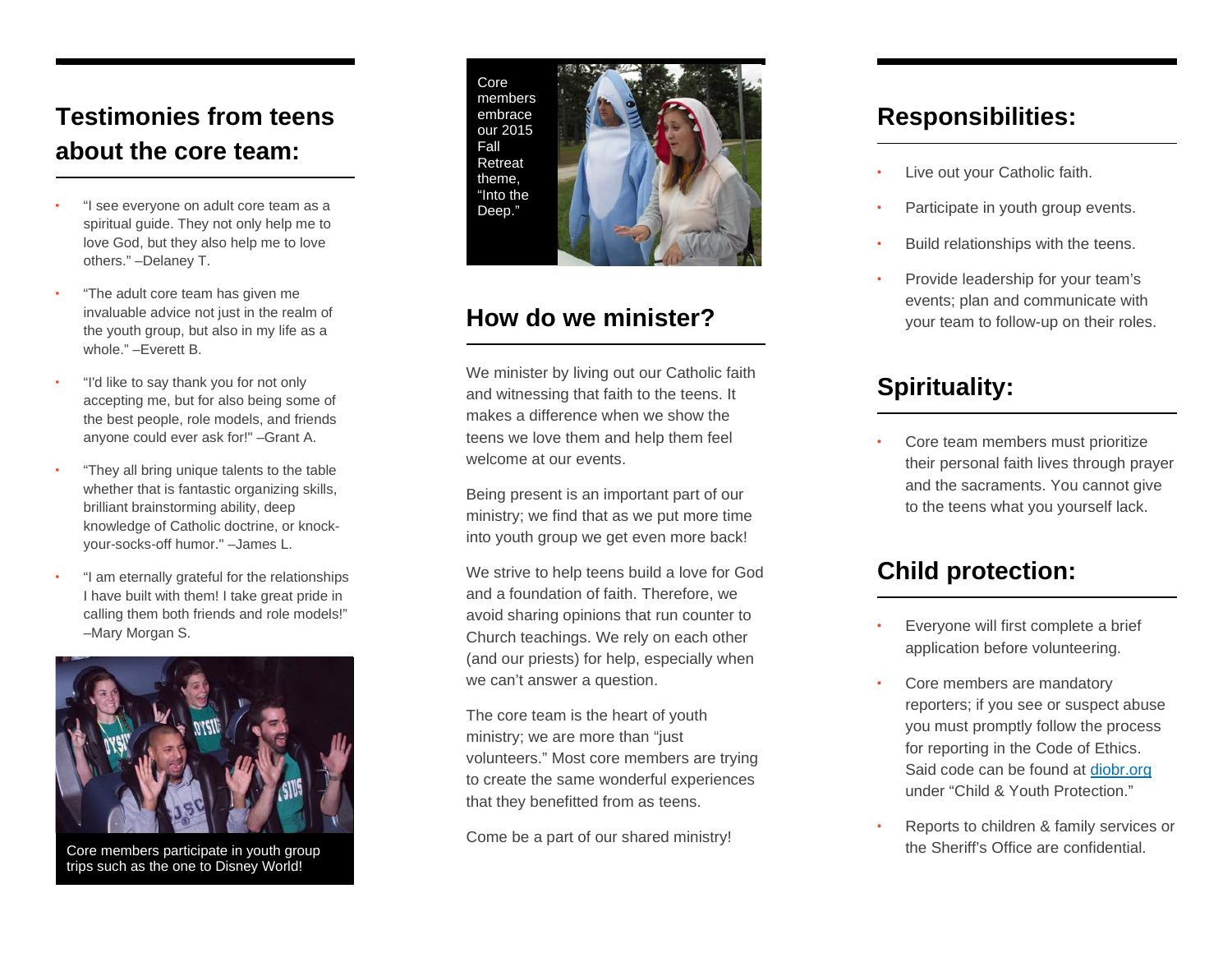## Testimonies from teens about the core team:

- "I see everyone on adult core team as a spiritual guide. They not only help me to love God, but they also help me to love others." –Delaney T.
- "The adult core team has given me invaluable advice not just in the realm of the youth group, but also in my life as a whole." –Everett B.
- "I'd like to say thank you for not only accepting me, but for also being some of the best people, role models, and friends anyone could ever ask for!" –Grant A.
- "They all bring unique talents to the table whether that is fantastic organizing skills, brilliant brainstorming ability, deep knowledge of Catholic doctrine, or knock-your-socks-off humor." –James L.
- "I am eternally grateful for the relationships I have built with them! I take great pride in calling them both friends and role models!" –Mary Morgan S.

Core members participate in youth group trips such as the one to Disney World!

Core members embrace our 2015 Fall Retreat theme, "Into the Deep."

## How do we minister?

We minister by living out our Catholic faith and witnessing that faith to the teens. It makes a difference when we show the teens we love them and help them feel welcome at our events.

Being present is an important part of our ministry; we find that as we put more time into youth group we get even more back!

We strive to help teens build a love for God and a foundation of faith. Therefore, we avoid sharing opinions that run counter to Church teachings. We rely on each other (and our priests) for help, especially when we can't answer a question.

The core team is the heart of youth ministry; we are more than "just volunteers." Most core members are trying to create the same wonderful experiences that they benefitted from as teens.

Come be a part of our shared ministry!

## Responsibilities:

- Live out your Catholic faith.
- Participate in youth group events.
- Build relationships with the teens.
- Provide leadership for your team's events; plan and communicate with your team to follow-up on their roles.

## Spirituality:

- Core team members must prioritize their personal faith lives through prayer and the sacraments. You cannot give to the teens what you yourself lack.

## Child protection:

- Everyone will first complete a brief application before volunteering.
- Core members are mandatory reporters; if you see or suspect abuse you must promptly follow the process for reporting in the Code of Ethics. Said code can be found at [diobr.org](http://diobr.org) under "Child & Youth Protection."
- Reports to children & family services or the Sheriff's Office are confidential.